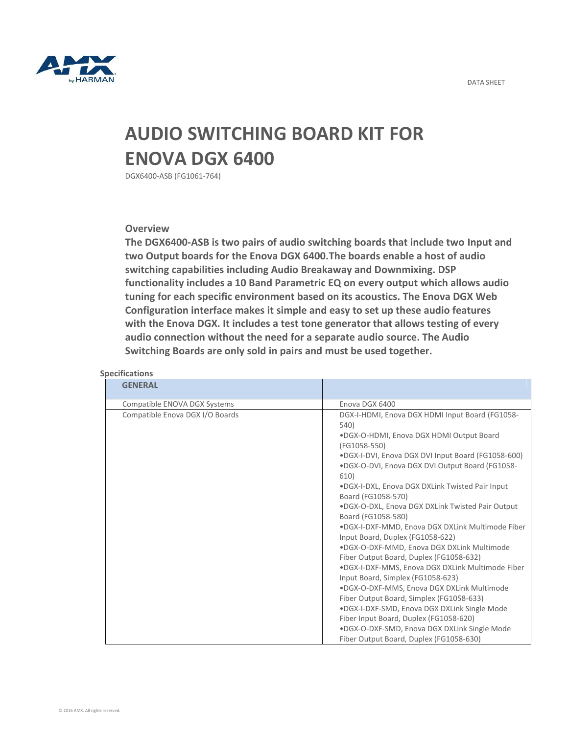DATA SHEET

# AUDIO SWITCHING BOARD KIT FOR ENOVA DGX 6400

DGX6400-ASB (FG1061-764)

### Overview

**The DGX6400-ASB is two pairs of audio switching boards that include two Input and two Output boards for the Enova DGX 6400.The boards enable a host of audio switching capabilities including Audio Breakaway and Downmixing. DSP functionality includes a 10 Band Parametric EQ on every output which allows audio tuning for each specific environment based on its acoustics. The Enova DGX Web Configuration interface makes it simple and easy to set up these audio features with the Enova DGX. It includes a test tone generator that allows testing of every audio connection without the need for a separate audio source. The Audio Switching Boards are only sold in pairs and must be used together.**

**Specifications**

| GENERAL | |
|---|---|
| Compatible ENOVA DGX Systems | Enova DGX 6400 |
| Compatible Enova DGX I/O Boards | DGX-I-HDMI, Enova DGX HDMI Input Board (FG1058-540)<br>•DGX-O-HDMI, Enova DGX HDMI Output Board (FG1058-550)<br>•DGX-I-DVI, Enova DGX DVI Input Board (FG1058-600)<br>•DGX-O-DVI, Enova DGX DVI Output Board (FG1058-610)<br>•DGX-I-DXL, Enova DGX DXLink Twisted Pair Input Board (FG1058-570)<br>•DGX-O-DXL, Enova DGX DXLink Twisted Pair Output Board (FG1058-580)<br>•DGX-I-DXF-MMD, Enova DGX DXLink Multimode Fiber Input Board, Duplex (FG1058-622)<br>•DGX-O-DXF-MMD, Enova DGX DXLink Multimode Fiber Output Board, Duplex (FG1058-632)<br>•DGX-I-DXF-MMS, Enova DGX DXLink Multimode Fiber Input Board, Simplex (FG1058-623)<br>•DGX-O-DXF-MMS, Enova DGX DXLink Multimode Fiber Output Board, Simplex (FG1058-633)<br>•DGX-I-DXF-SMD, Enova DGX DXLink Single Mode Fiber Input Board, Duplex (FG1058-620)<br>•DGX-O-DXF-SMD, Enova DGX DXLink Single Mode Fiber Output Board, Duplex (FG1058-630) |

© 2016 AMX. All rights reserved.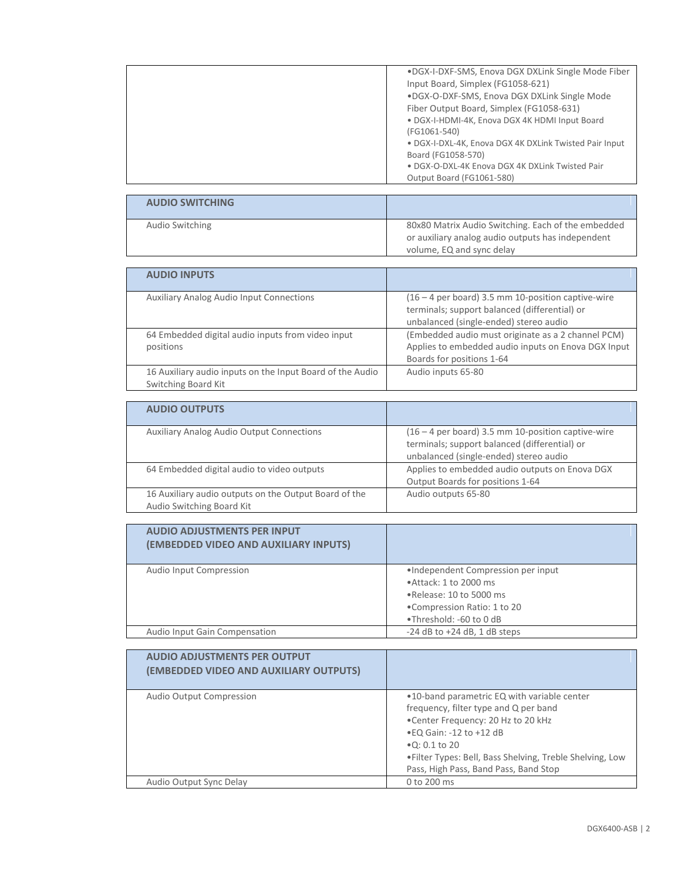| | |
|---|---|
| | •DGX-I-DXF-SMS, Enova DGX DXLink Single Mode Fiber Input Board, Simplex (FG1058-621)<br>•DGX-O-DXF-SMS, Enova DGX DXLink Single Mode Fiber Output Board, Simplex (FG1058-631)<br>• DGX-I-HDMI-4K, Enova DGX 4K HDMI Input Board (FG1061-540)<br>• DGX-I-DXL-4K, Enova DGX 4K DXLink Twisted Pair Input Board (FG1058-570)<br>• DGX-O-DXL-4K Enova DGX 4K DXLink Twisted Pair Output Board (FG1061-580) |

| **AUDIO SWITCHING** | |
|---|---|
| Audio Switching | 80x80 Matrix Audio Switching. Each of the embedded or auxiliary analog audio outputs has independent volume, EQ and sync delay |

| **AUDIO INPUTS** | |
|---|---|
| Auxiliary Analog Audio Input Connections | (16 – 4 per board) 3.5 mm 10-position captive-wire terminals; support balanced (differential) or unbalanced (single-ended) stereo audio |
| 64 Embedded digital audio inputs from video input positions | (Embedded audio must originate as a 2 channel PCM) Applies to embedded audio inputs on Enova DGX Input Boards for positions 1-64 |
| 16 Auxiliary audio inputs on the Input Board of the Audio Switching Board Kit | Audio inputs 65-80 |

| **AUDIO OUTPUTS** | |
|---|---|
| Auxiliary Analog Audio Output Connections | (16 – 4 per board) 3.5 mm 10-position captive-wire terminals; support balanced (differential) or unbalanced (single-ended) stereo audio |
| 64 Embedded digital audio to video outputs | Applies to embedded audio outputs on Enova DGX Output Boards for positions 1-64 |
| 16 Auxiliary audio outputs on the Output Board of the Audio Switching Board Kit | Audio outputs 65-80 |

| **AUDIO ADJUSTMENTS PER INPUT (EMBEDDED VIDEO AND AUXILIARY INPUTS)** | |
|---|---|
| Audio Input Compression | •Independent Compression per input<br>•Attack: 1 to 2000 ms<br>•Release: 10 to 5000 ms<br>•Compression Ratio: 1 to 20<br>•Threshold: -60 to 0 dB |
| Audio Input Gain Compensation | -24 dB to +24 dB, 1 dB steps |

| **AUDIO ADJUSTMENTS PER OUTPUT (EMBEDDED VIDEO AND AUXILIARY OUTPUTS)** | |
|---|---|
| Audio Output Compression | •10-band parametric EQ with variable center frequency, filter type and Q per band<br>•Center Frequency: 20 Hz to 20 kHz<br>•EQ Gain: -12 to +12 dB<br>•Q: 0.1 to 20<br>•Filter Types: Bell, Bass Shelving, Treble Shelving, Low Pass, High Pass, Band Pass, Band Stop |
| Audio Output Sync Delay | 0 to 200 ms |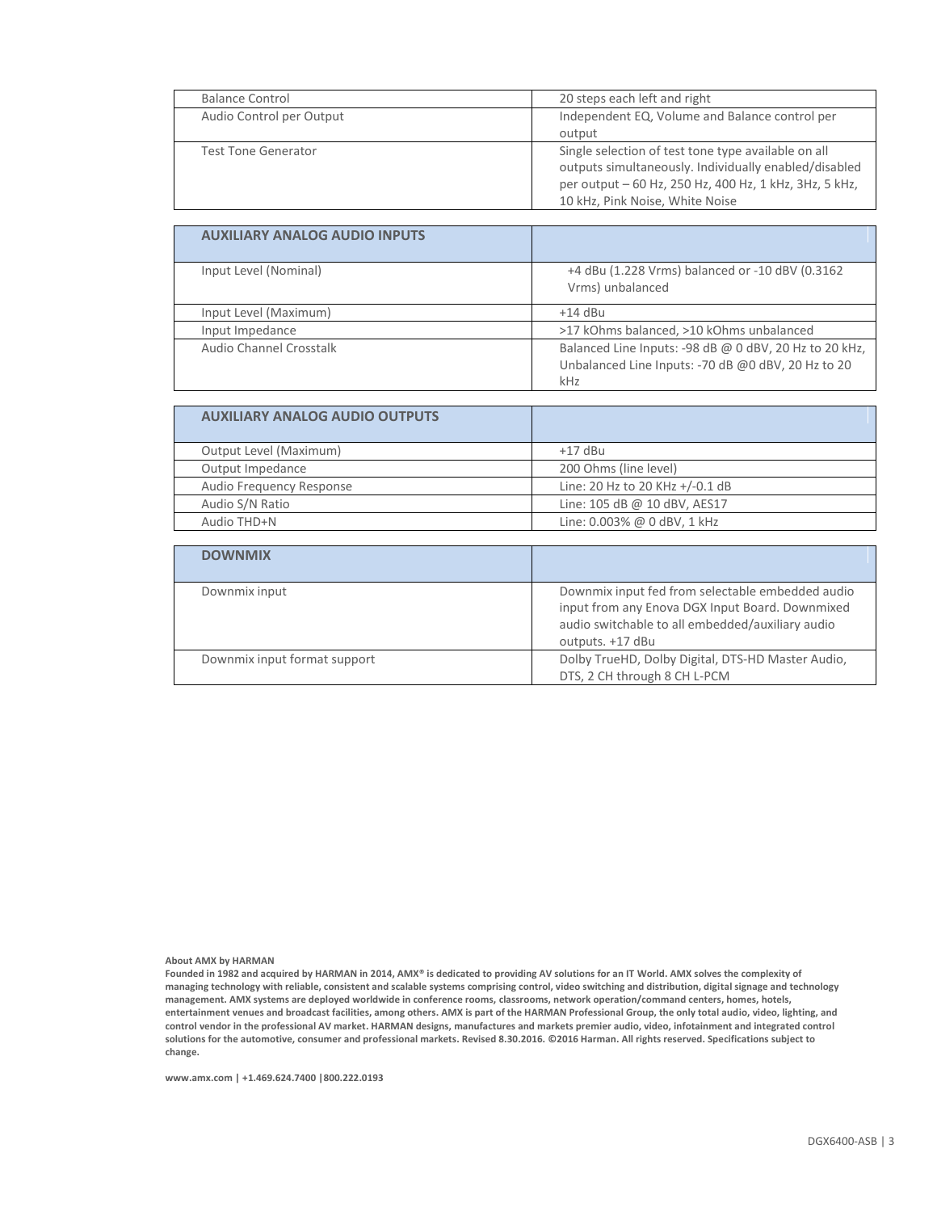| | |
|---|---|
| Balance Control | 20 steps each left and right |
| Audio Control per Output | Independent EQ, Volume and Balance control per output |
| Test Tone Generator | Single selection of test tone type available on all outputs simultaneously. Individually enabled/disabled per output – 60 Hz, 250 Hz, 400 Hz, 1 kHz, 3Hz, 5 kHz, 10 kHz, Pink Noise, White Noise |

| **AUXILIARY ANALOG AUDIO INPUTS** | |
|---|---|
| Input Level (Nominal) | +4 dBu (1.228 Vrms) balanced or -10 dBV (0.3162 Vrms) unbalanced |
| Input Level (Maximum) | +14 dBu |
| Input Impedance | >17 kOhms balanced, >10 kOhms unbalanced |
| Audio Channel Crosstalk | Balanced Line Inputs: -98 dB @ 0 dBV, 20 Hz to 20 kHz, Unbalanced Line Inputs: -70 dB @0 dBV, 20 Hz to 20 kHz |

| **AUXILIARY ANALOG AUDIO OUTPUTS** | |
|---|---|
| Output Level (Maximum) | +17 dBu |
| Output Impedance | 200 Ohms (line level) |
| Audio Frequency Response | Line: 20 Hz to 20 KHz +/-0.1 dB |
| Audio S/N Ratio | Line: 105 dB @ 10 dBV, AES17 |
| Audio THD+N | Line: 0.003% @ 0 dBV, 1 kHz |

| **DOWNMIX** | |
|---|---|
| Downmix input | Downmix input fed from selectable embedded audio input from any Enova DGX Input Board. Downmixed audio switchable to all embedded/auxiliary audio outputs. +17 dBu |
| Downmix input format support | Dolby TrueHD, Dolby Digital, DTS-HD Master Audio, DTS, 2 CH through 8 CH L-PCM |

**About AMX by HARMAN**
**Founded in 1982 and acquired by HARMAN in 2014, AMX® is dedicated to providing AV solutions for an IT World. AMX solves the complexity of managing technology with reliable, consistent and scalable systems comprising control, video switching and distribution, digital signage and technology management. AMX systems are deployed worldwide in conference rooms, classrooms, network operation/command centers, homes, hotels, entertainment venues and broadcast facilities, among others. AMX is part of the HARMAN Professional Group, the only total audio, video, lighting, and control vendor in the professional AV market. HARMAN designs, manufactures and markets premier audio, video, infotainment and integrated control solutions for the automotive, consumer and professional markets. Revised 8.30.2016. ©2016 Harman. All rights reserved. Specifications subject to change.**

**www.amx.com | +1.469.624.7400 |800.222.0193**